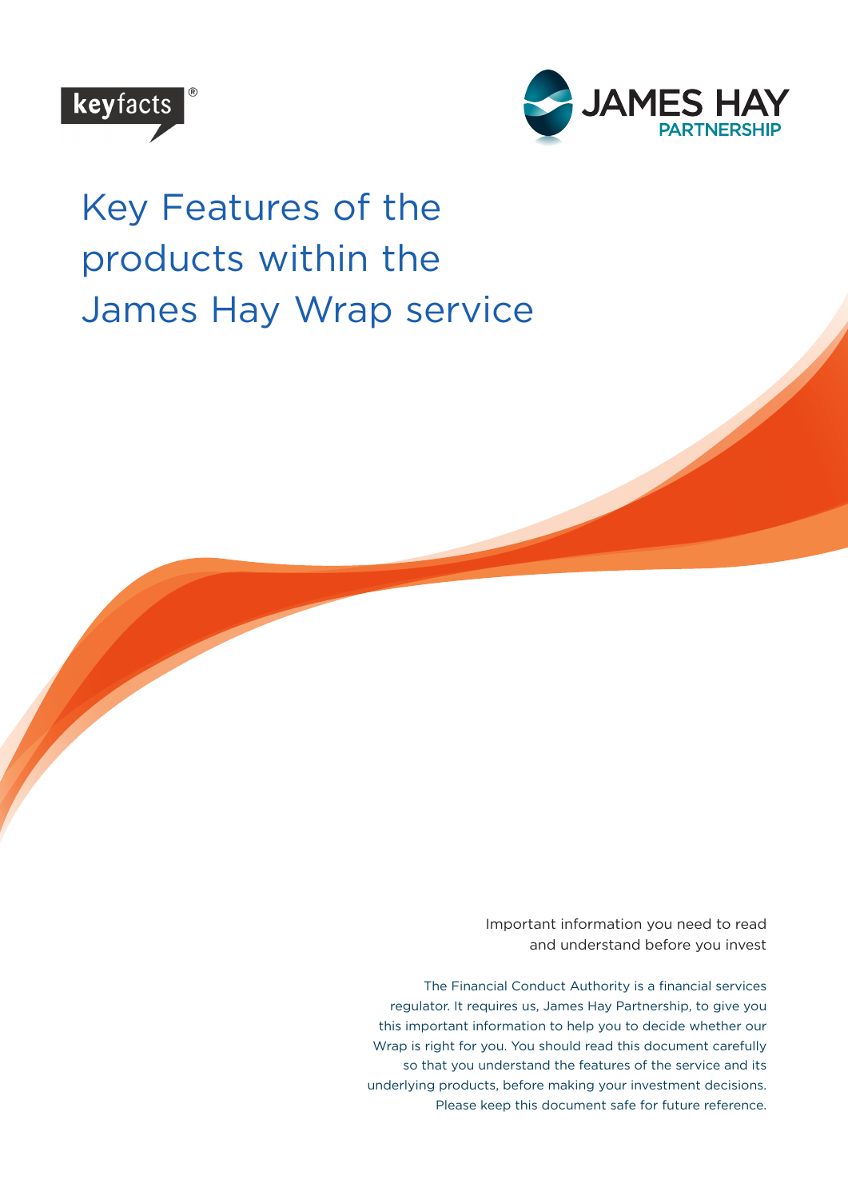keyfacts®

JAMES HAY PARTNERSHIP

# Key Features of the products within the James Hay Wrap service

Important information you need to read and understand before you invest

The Financial Conduct Authority is a financial services regulator. It requires us, James Hay Partnership, to give you this important information to help you to decide whether our Wrap is right for you. You should read this document carefully so that you understand the features of the service and its underlying products, before making your investment decisions. Please keep this document safe for future reference.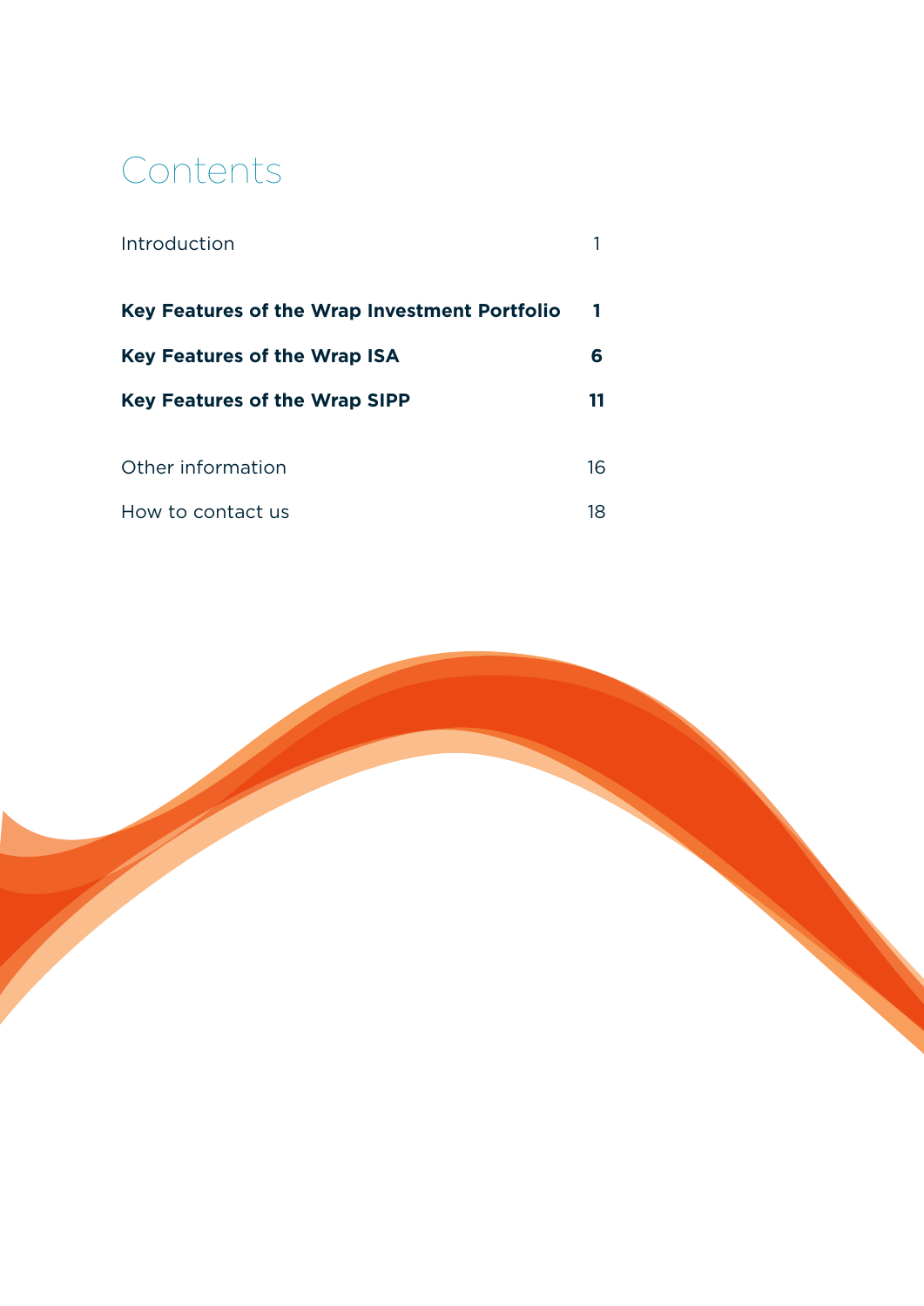# Contents

| | |
|---|---|
| Introduction | 1 |
| **Key Features of the Wrap Investment Portfolio** | **1** |
| **Key Features of the Wrap ISA** | **6** |
| **Key Features of the Wrap SIPP** | **11** |
| Other information | 16 |
| How to contact us | 18 |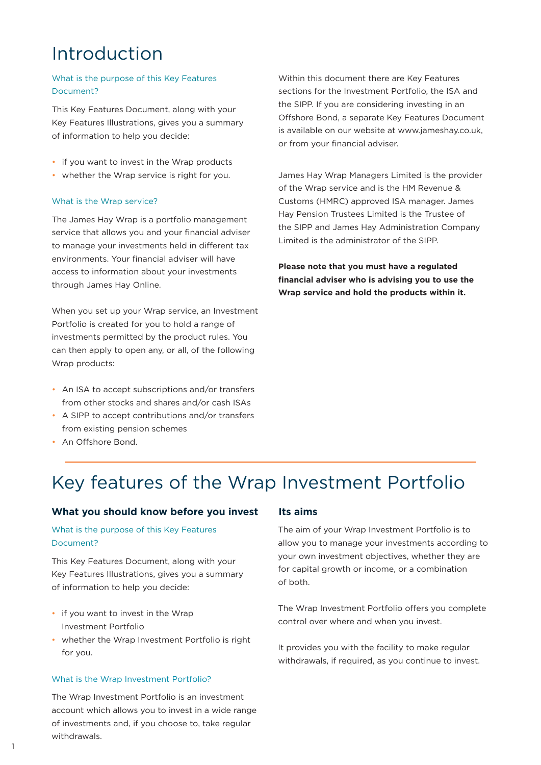# Introduction

### What is the purpose of this Key Features Document?

This Key Features Document, along with your Key Features Illustrations, gives you a summary of information to help you decide:

- if you want to invest in the Wrap products
- whether the Wrap service is right for you.

### What is the Wrap service?

The James Hay Wrap is a portfolio management service that allows you and your financial adviser to manage your investments held in different tax environments. Your financial adviser will have access to information about your investments through James Hay Online.

When you set up your Wrap service, an Investment Portfolio is created for you to hold a range of investments permitted by the product rules. You can then apply to open any, or all, of the following Wrap products:

- An ISA to accept subscriptions and/or transfers from other stocks and shares and/or cash ISAs
- A SIPP to accept contributions and/or transfers from existing pension schemes
- An Offshore Bond.

Within this document there are Key Features sections for the Investment Portfolio, the ISA and the SIPP. If you are considering investing in an Offshore Bond, a separate Key Features Document is available on our website at www.jameshay.co.uk, or from your financial adviser.

James Hay Wrap Managers Limited is the provider of the Wrap service and is the HM Revenue & Customs (HMRC) approved ISA manager. James Hay Pension Trustees Limited is the Trustee of the SIPP and James Hay Administration Company Limited is the administrator of the SIPP.

**Please note that you must have a regulated financial adviser who is advising you to use the Wrap service and hold the products within it.**

# Key features of the Wrap Investment Portfolio

## What you should know before you invest

### What is the purpose of this Key Features Document?

This Key Features Document, along with your Key Features Illustrations, gives you a summary of information to help you decide:

- if you want to invest in the Wrap Investment Portfolio
- whether the Wrap Investment Portfolio is right for you.

### What is the Wrap Investment Portfolio?

The Wrap Investment Portfolio is an investment account which allows you to invest in a wide range of investments and, if you choose to, take regular withdrawals.

## Its aims

The aim of your Wrap Investment Portfolio is to allow you to manage your investments according to your own investment objectives, whether they are for capital growth or income, or a combination of both.

The Wrap Investment Portfolio offers you complete control over where and when you invest.

It provides you with the facility to make regular withdrawals, if required, as you continue to invest.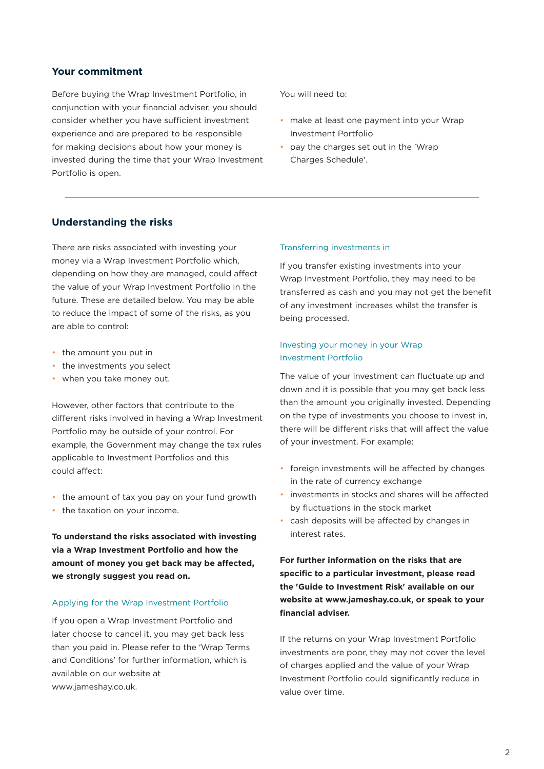## Your commitment

Before buying the Wrap Investment Portfolio, in conjunction with your financial adviser, you should consider whether you have sufficient investment experience and are prepared to be responsible for making decisions about how your money is invested during the time that your Wrap Investment Portfolio is open.

You will need to:

- make at least one payment into your Wrap Investment Portfolio
- pay the charges set out in the 'Wrap Charges Schedule'.

---

## Understanding the risks

There are risks associated with investing your money via a Wrap Investment Portfolio which, depending on how they are managed, could affect the value of your Wrap Investment Portfolio in the future. These are detailed below. You may be able to reduce the impact of some of the risks, as you are able to control:

- the amount you put in
- the investments you select
- when you take money out.

However, other factors that contribute to the different risks involved in having a Wrap Investment Portfolio may be outside of your control. For example, the Government may change the tax rules applicable to Investment Portfolios and this could affect:

- the amount of tax you pay on your fund growth
- the taxation on your income.

**To understand the risks associated with investing via a Wrap Investment Portfolio and how the amount of money you get back may be affected, we strongly suggest you read on.**

### Applying for the Wrap Investment Portfolio

If you open a Wrap Investment Portfolio and later choose to cancel it, you may get back less than you paid in. Please refer to the 'Wrap Terms and Conditions' for further information, which is available on our website at www.jameshay.co.uk.

### Transferring investments in

If you transfer existing investments into your Wrap Investment Portfolio, they may need to be transferred as cash and you may not get the benefit of any investment increases whilst the transfer is being processed.

### Investing your money in your Wrap Investment Portfolio

The value of your investment can fluctuate up and down and it is possible that you may get back less than the amount you originally invested. Depending on the type of investments you choose to invest in, there will be different risks that will affect the value of your investment. For example:

- foreign investments will be affected by changes in the rate of currency exchange
- investments in stocks and shares will be affected by fluctuations in the stock market
- cash deposits will be affected by changes in interest rates.

**For further information on the risks that are specific to a particular investment, please read the 'Guide to Investment Risk' available on our website at www.jameshay.co.uk, or speak to your financial adviser.**

If the returns on your Wrap Investment Portfolio investments are poor, they may not cover the level of charges applied and the value of your Wrap Investment Portfolio could significantly reduce in value over time.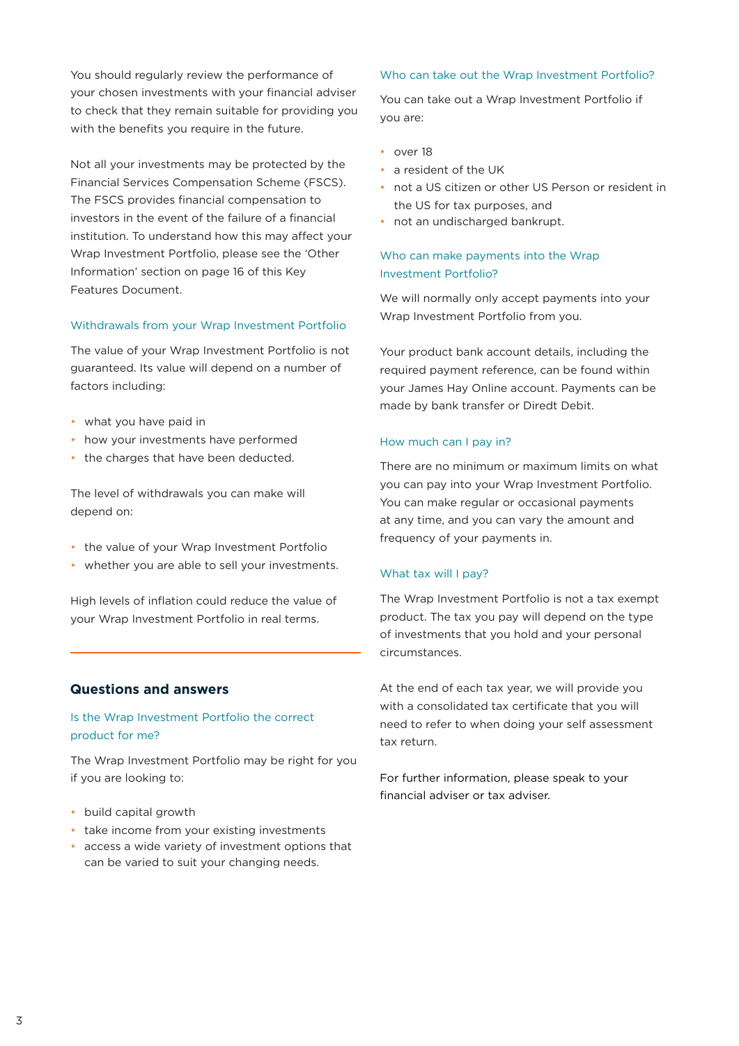You should regularly review the performance of your chosen investments with your financial adviser to check that they remain suitable for providing you with the benefits you require in the future.

Not all your investments may be protected by the Financial Services Compensation Scheme (FSCS). The FSCS provides financial compensation to investors in the event of the failure of a financial institution. To understand how this may affect your Wrap Investment Portfolio, please see the 'Other Information' section on page 16 of this Key Features Document.

### Withdrawals from your Wrap Investment Portfolio

The value of your Wrap Investment Portfolio is not guaranteed. Its value will depend on a number of factors including:

- what you have paid in
- how your investments have performed
- the charges that have been deducted.

The level of withdrawals you can make will depend on:

- the value of your Wrap Investment Portfolio
- whether you are able to sell your investments.

High levels of inflation could reduce the value of your Wrap Investment Portfolio in real terms.

## Questions and answers

### Is the Wrap Investment Portfolio the correct product for me?

The Wrap Investment Portfolio may be right for you if you are looking to:

- build capital growth
- take income from your existing investments
- access a wide variety of investment options that can be varied to suit your changing needs.

### Who can take out the Wrap Investment Portfolio?

You can take out a Wrap Investment Portfolio if you are:

- over 18
- a resident of the UK
- not a US citizen or other US Person or resident in the US for tax purposes, and
- not an undischarged bankrupt.

### Who can make payments into the Wrap Investment Portfolio?

We will normally only accept payments into your Wrap Investment Portfolio from you.

Your product bank account details, including the required payment reference, can be found within your James Hay Online account. Payments can be made by bank transfer or Diredt Debit.

### How much can I pay in?

There are no minimum or maximum limits on what you can pay into your Wrap Investment Portfolio. You can make regular or occasional payments at any time, and you can vary the amount and frequency of your payments in.

### What tax will I pay?

The Wrap Investment Portfolio is not a tax exempt product. The tax you pay will depend on the type of investments that you hold and your personal circumstances.

At the end of each tax year, we will provide you with a consolidated tax certificate that you will need to refer to when doing your self assessment tax return.

For further information, please speak to your financial adviser or tax adviser.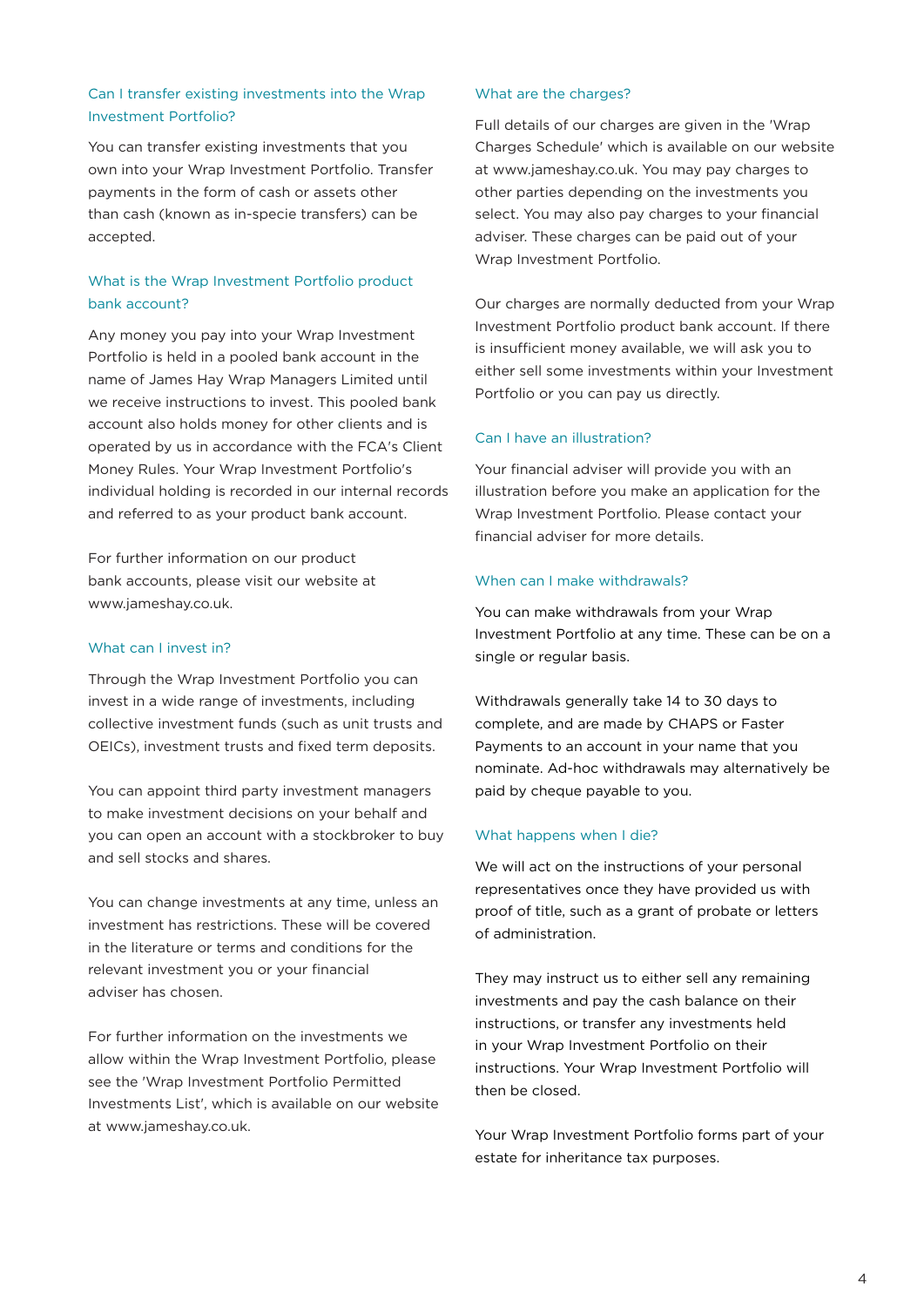### Can I transfer existing investments into the Wrap Investment Portfolio?

You can transfer existing investments that you own into your Wrap Investment Portfolio. Transfer payments in the form of cash or assets other than cash (known as in-specie transfers) can be accepted.

### What is the Wrap Investment Portfolio product bank account?

Any money you pay into your Wrap Investment Portfolio is held in a pooled bank account in the name of James Hay Wrap Managers Limited until we receive instructions to invest. This pooled bank account also holds money for other clients and is operated by us in accordance with the FCA's Client Money Rules. Your Wrap Investment Portfolio's individual holding is recorded in our internal records and referred to as your product bank account.

For further information on our product bank accounts, please visit our website at www.jameshay.co.uk.

### What can I invest in?

Through the Wrap Investment Portfolio you can invest in a wide range of investments, including collective investment funds (such as unit trusts and OEICs), investment trusts and fixed term deposits.

You can appoint third party investment managers to make investment decisions on your behalf and you can open an account with a stockbroker to buy and sell stocks and shares.

You can change investments at any time, unless an investment has restrictions. These will be covered in the literature or terms and conditions for the relevant investment you or your financial adviser has chosen.

For further information on the investments we allow within the Wrap Investment Portfolio, please see the 'Wrap Investment Portfolio Permitted Investments List', which is available on our website at www.jameshay.co.uk.

### What are the charges?

Full details of our charges are given in the 'Wrap Charges Schedule' which is available on our website at www.jameshay.co.uk. You may pay charges to other parties depending on the investments you select. You may also pay charges to your financial adviser. These charges can be paid out of your Wrap Investment Portfolio.

Our charges are normally deducted from your Wrap Investment Portfolio product bank account. If there is insufficient money available, we will ask you to either sell some investments within your Investment Portfolio or you can pay us directly.

### Can I have an illustration?

Your financial adviser will provide you with an illustration before you make an application for the Wrap Investment Portfolio. Please contact your financial adviser for more details.

### When can I make withdrawals?

You can make withdrawals from your Wrap Investment Portfolio at any time. These can be on a single or regular basis.

Withdrawals generally take 14 to 30 days to complete, and are made by CHAPS or Faster Payments to an account in your name that you nominate. Ad-hoc withdrawals may alternatively be paid by cheque payable to you.

### What happens when I die?

We will act on the instructions of your personal representatives once they have provided us with proof of title, such as a grant of probate or letters of administration.

They may instruct us to either sell any remaining investments and pay the cash balance on their instructions, or transfer any investments held in your Wrap Investment Portfolio on their instructions. Your Wrap Investment Portfolio will then be closed.

Your Wrap Investment Portfolio forms part of your estate for inheritance tax purposes.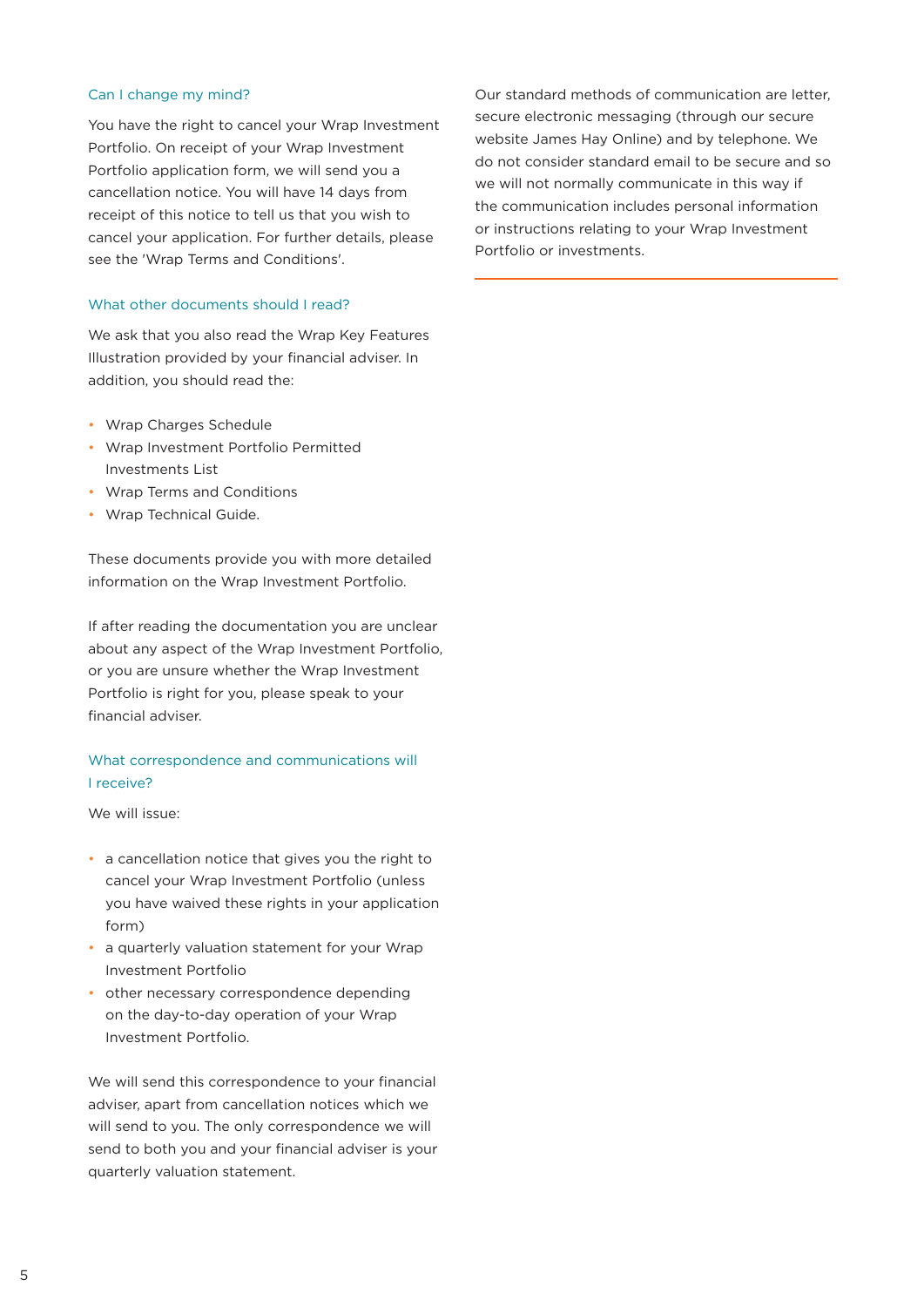### Can I change my mind?

You have the right to cancel your Wrap Investment Portfolio. On receipt of your Wrap Investment Portfolio application form, we will send you a cancellation notice. You will have 14 days from receipt of this notice to tell us that you wish to cancel your application. For further details, please see the 'Wrap Terms and Conditions'.

### What other documents should I read?

We ask that you also read the Wrap Key Features Illustration provided by your financial adviser. In addition, you should read the:

- Wrap Charges Schedule
- Wrap Investment Portfolio Permitted Investments List
- Wrap Terms and Conditions
- Wrap Technical Guide.

These documents provide you with more detailed information on the Wrap Investment Portfolio.

If after reading the documentation you are unclear about any aspect of the Wrap Investment Portfolio, or you are unsure whether the Wrap Investment Portfolio is right for you, please speak to your financial adviser.

### What correspondence and communications will I receive?

We will issue:

- a cancellation notice that gives you the right to cancel your Wrap Investment Portfolio (unless you have waived these rights in your application form)
- a quarterly valuation statement for your Wrap Investment Portfolio
- other necessary correspondence depending on the day-to-day operation of your Wrap Investment Portfolio.

We will send this correspondence to your financial adviser, apart from cancellation notices which we will send to you. The only correspondence we will send to both you and your financial adviser is your quarterly valuation statement.

Our standard methods of communication are letter, secure electronic messaging (through our secure website James Hay Online) and by telephone. We do not consider standard email to be secure and so we will not normally communicate in this way if the communication includes personal information or instructions relating to your Wrap Investment Portfolio or investments.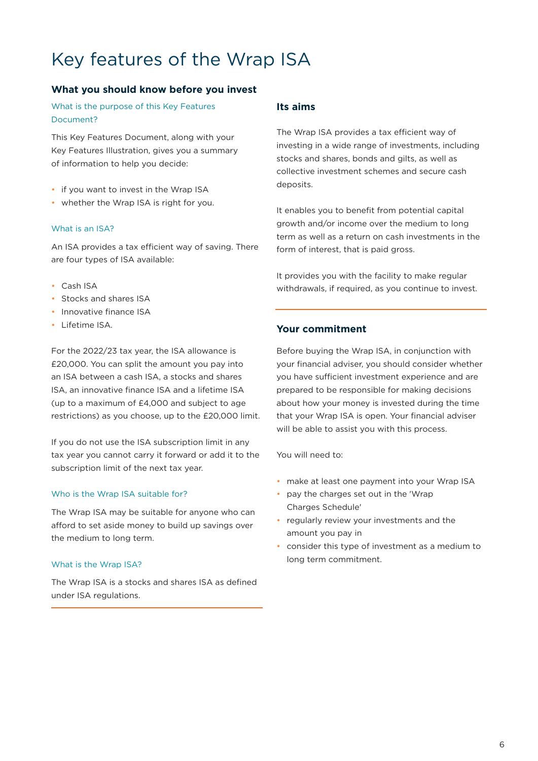# Key features of the Wrap ISA

## What you should know before you invest

### What is the purpose of this Key Features Document?

This Key Features Document, along with your Key Features Illustration, gives you a summary of information to help you decide:

- if you want to invest in the Wrap ISA
- whether the Wrap ISA is right for you.

### What is an ISA?

An ISA provides a tax efficient way of saving. There are four types of ISA available:

- Cash ISA
- Stocks and shares ISA
- Innovative finance ISA
- Lifetime ISA.

For the 2022/23 tax year, the ISA allowance is £20,000. You can split the amount you pay into an ISA between a cash ISA, a stocks and shares ISA, an innovative finance ISA and a lifetime ISA (up to a maximum of £4,000 and subject to age restrictions) as you choose, up to the £20,000 limit.

If you do not use the ISA subscription limit in any tax year you cannot carry it forward or add it to the subscription limit of the next tax year.

### Who is the Wrap ISA suitable for?

The Wrap ISA may be suitable for anyone who can afford to set aside money to build up savings over the medium to long term.

### What is the Wrap ISA?

The Wrap ISA is a stocks and shares ISA as defined under ISA regulations.

## Its aims

The Wrap ISA provides a tax efficient way of investing in a wide range of investments, including stocks and shares, bonds and gilts, as well as collective investment schemes and secure cash deposits.

It enables you to benefit from potential capital growth and/or income over the medium to long term as well as a return on cash investments in the form of interest, that is paid gross.

It provides you with the facility to make regular withdrawals, if required, as you continue to invest.

## Your commitment

Before buying the Wrap ISA, in conjunction with your financial adviser, you should consider whether you have sufficient investment experience and are prepared to be responsible for making decisions about how your money is invested during the time that your Wrap ISA is open. Your financial adviser will be able to assist you with this process.

You will need to:

- make at least one payment into your Wrap ISA
- pay the charges set out in the 'Wrap Charges Schedule'
- regularly review your investments and the amount you pay in
- consider this type of investment as a medium to long term commitment.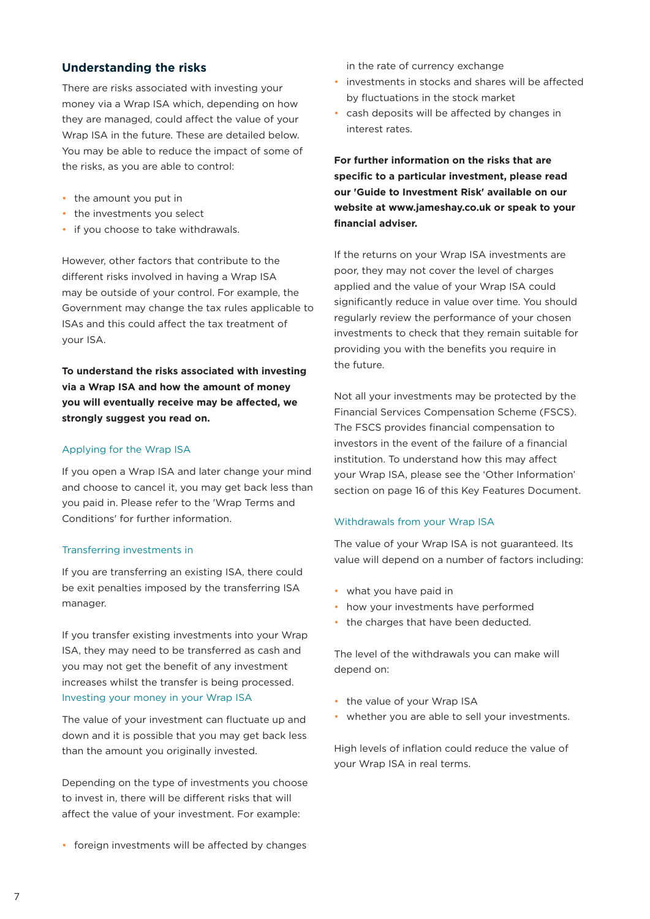## Understanding the risks

There are risks associated with investing your money via a Wrap ISA which, depending on how they are managed, could affect the value of your Wrap ISA in the future. These are detailed below. You may be able to reduce the impact of some of the risks, as you are able to control:

- the amount you put in
- the investments you select
- if you choose to take withdrawals.

However, other factors that contribute to the different risks involved in having a Wrap ISA may be outside of your control. For example, the Government may change the tax rules applicable to ISAs and this could affect the tax treatment of your ISA.

**To understand the risks associated with investing via a Wrap ISA and how the amount of money you will eventually receive may be affected, we strongly suggest you read on.**

### Applying for the Wrap ISA

If you open a Wrap ISA and later change your mind and choose to cancel it, you may get back less than you paid in. Please refer to the 'Wrap Terms and Conditions' for further information.

### Transferring investments in

If you are transferring an existing ISA, there could be exit penalties imposed by the transferring ISA manager.

If you transfer existing investments into your Wrap ISA, they may need to be transferred as cash and you may not get the benefit of any investment increases whilst the transfer is being processed.

### Investing your money in your Wrap ISA

The value of your investment can fluctuate up and down and it is possible that you may get back less than the amount you originally invested.

Depending on the type of investments you choose to invest in, there will be different risks that will affect the value of your investment. For example:

- foreign investments will be affected by changes in the rate of currency exchange
- investments in stocks and shares will be affected by fluctuations in the stock market
- cash deposits will be affected by changes in interest rates.

**For further information on the risks that are specific to a particular investment, please read our 'Guide to Investment Risk' available on our website at www.jameshay.co.uk or speak to your financial adviser.**

If the returns on your Wrap ISA investments are poor, they may not cover the level of charges applied and the value of your Wrap ISA could significantly reduce in value over time. You should regularly review the performance of your chosen investments to check that they remain suitable for providing you with the benefits you require in the future.

Not all your investments may be protected by the Financial Services Compensation Scheme (FSCS). The FSCS provides financial compensation to investors in the event of the failure of a financial institution. To understand how this may affect your Wrap ISA, please see the 'Other Information' section on page 16 of this Key Features Document.

### Withdrawals from your Wrap ISA

The value of your Wrap ISA is not guaranteed. Its value will depend on a number of factors including:

- what you have paid in
- how your investments have performed
- the charges that have been deducted.

The level of the withdrawals you can make will depend on:

- the value of your Wrap ISA
- whether you are able to sell your investments.

High levels of inflation could reduce the value of your Wrap ISA in real terms.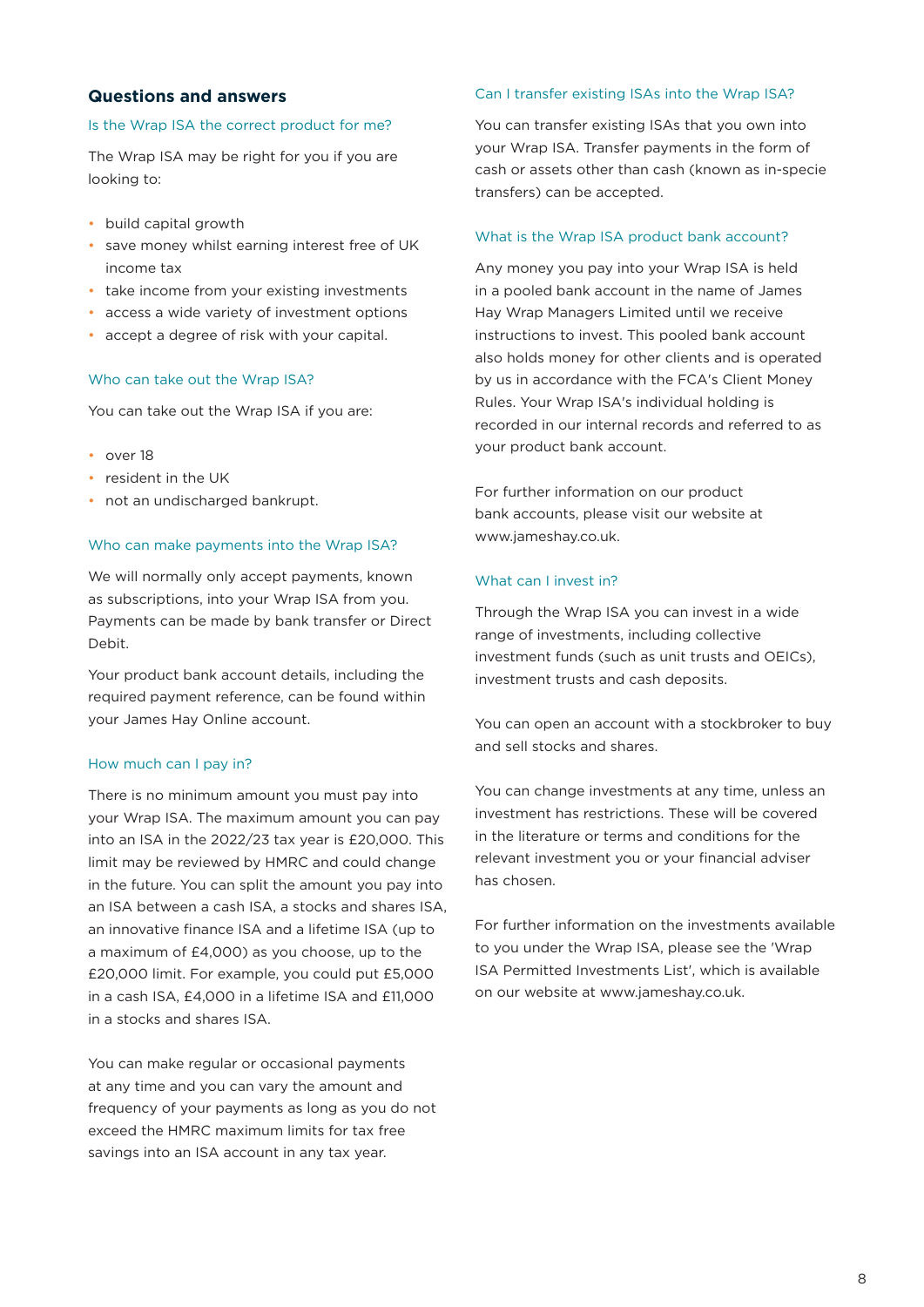## Questions and answers

### Is the Wrap ISA the correct product for me?

The Wrap ISA may be right for you if you are looking to:

- build capital growth
- save money whilst earning interest free of UK income tax
- take income from your existing investments
- access a wide variety of investment options
- accept a degree of risk with your capital.

### Who can take out the Wrap ISA?

You can take out the Wrap ISA if you are:

- over 18
- resident in the UK
- not an undischarged bankrupt.

### Who can make payments into the Wrap ISA?

We will normally only accept payments, known as subscriptions, into your Wrap ISA from you. Payments can be made by bank transfer or Direct Debit.

Your product bank account details, including the required payment reference, can be found within your James Hay Online account.

### How much can I pay in?

There is no minimum amount you must pay into your Wrap ISA. The maximum amount you can pay into an ISA in the 2022/23 tax year is £20,000. This limit may be reviewed by HMRC and could change in the future. You can split the amount you pay into an ISA between a cash ISA, a stocks and shares ISA, an innovative finance ISA and a lifetime ISA (up to a maximum of £4,000) as you choose, up to the £20,000 limit. For example, you could put £5,000 in a cash ISA, £4,000 in a lifetime ISA and £11,000 in a stocks and shares ISA.

You can make regular or occasional payments at any time and you can vary the amount and frequency of your payments as long as you do not exceed the HMRC maximum limits for tax free savings into an ISA account in any tax year.

### Can I transfer existing ISAs into the Wrap ISA?

You can transfer existing ISAs that you own into your Wrap ISA. Transfer payments in the form of cash or assets other than cash (known as in-specie transfers) can be accepted.

### What is the Wrap ISA product bank account?

Any money you pay into your Wrap ISA is held in a pooled bank account in the name of James Hay Wrap Managers Limited until we receive instructions to invest. This pooled bank account also holds money for other clients and is operated by us in accordance with the FCA's Client Money Rules. Your Wrap ISA's individual holding is recorded in our internal records and referred to as your product bank account.

For further information on our product bank accounts, please visit our website at www.jameshay.co.uk.

### What can I invest in?

Through the Wrap ISA you can invest in a wide range of investments, including collective investment funds (such as unit trusts and OEICs), investment trusts and cash deposits.

You can open an account with a stockbroker to buy and sell stocks and shares.

You can change investments at any time, unless an investment has restrictions. These will be covered in the literature or terms and conditions for the relevant investment you or your financial adviser has chosen.

For further information on the investments available to you under the Wrap ISA, please see the 'Wrap ISA Permitted Investments List', which is available on our website at www.jameshay.co.uk.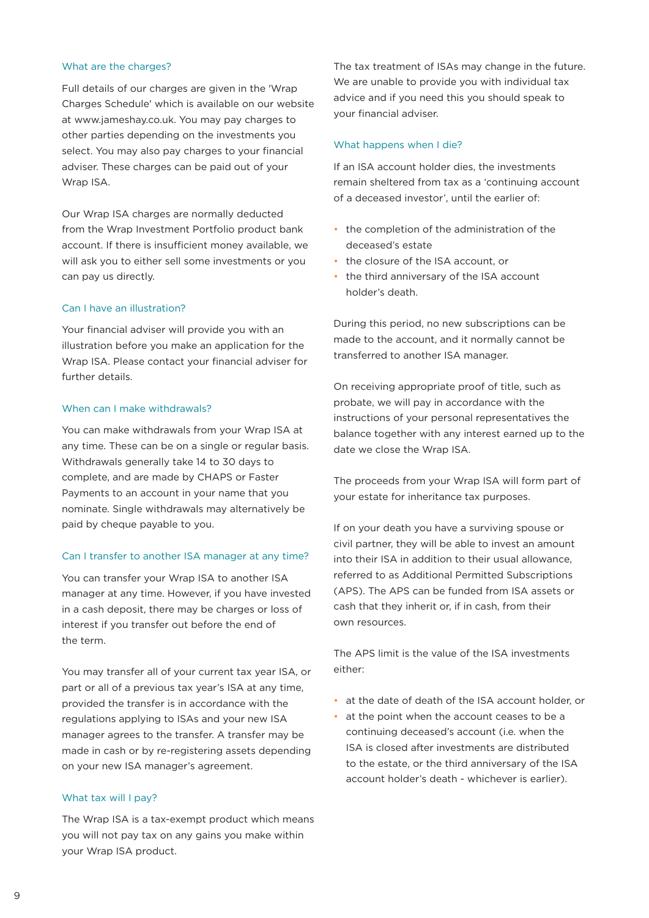### What are the charges?

Full details of our charges are given in the 'Wrap Charges Schedule' which is available on our website at www.jameshay.co.uk. You may pay charges to other parties depending on the investments you select. You may also pay charges to your financial adviser. These charges can be paid out of your Wrap ISA.

Our Wrap ISA charges are normally deducted from the Wrap Investment Portfolio product bank account. If there is insufficient money available, we will ask you to either sell some investments or you can pay us directly.

### Can I have an illustration?

Your financial adviser will provide you with an illustration before you make an application for the Wrap ISA. Please contact your financial adviser for further details.

### When can I make withdrawals?

You can make withdrawals from your Wrap ISA at any time. These can be on a single or regular basis. Withdrawals generally take 14 to 30 days to complete, and are made by CHAPS or Faster Payments to an account in your name that you nominate. Single withdrawals may alternatively be paid by cheque payable to you.

### Can I transfer to another ISA manager at any time?

You can transfer your Wrap ISA to another ISA manager at any time. However, if you have invested in a cash deposit, there may be charges or loss of interest if you transfer out before the end of the term.

You may transfer all of your current tax year ISA, or part or all of a previous tax year's ISA at any time, provided the transfer is in accordance with the regulations applying to ISAs and your new ISA manager agrees to the transfer. A transfer may be made in cash or by re-registering assets depending on your new ISA manager's agreement.

### What tax will I pay?

The Wrap ISA is a tax-exempt product which means you will not pay tax on any gains you make within your Wrap ISA product.

The tax treatment of ISAs may change in the future. We are unable to provide you with individual tax advice and if you need this you should speak to your financial adviser.

### What happens when I die?

If an ISA account holder dies, the investments remain sheltered from tax as a 'continuing account of a deceased investor', until the earlier of:

- the completion of the administration of the deceased's estate
- the closure of the ISA account, or
- the third anniversary of the ISA account holder's death.

During this period, no new subscriptions can be made to the account, and it normally cannot be transferred to another ISA manager.

On receiving appropriate proof of title, such as probate, we will pay in accordance with the instructions of your personal representatives the balance together with any interest earned up to the date we close the Wrap ISA.

The proceeds from your Wrap ISA will form part of your estate for inheritance tax purposes.

If on your death you have a surviving spouse or civil partner, they will be able to invest an amount into their ISA in addition to their usual allowance, referred to as Additional Permitted Subscriptions (APS). The APS can be funded from ISA assets or cash that they inherit or, if in cash, from their own resources.

The APS limit is the value of the ISA investments either:

- at the date of death of the ISA account holder, or
- at the point when the account ceases to be a continuing deceased's account (i.e. when the ISA is closed after investments are distributed to the estate, or the third anniversary of the ISA account holder's death - whichever is earlier).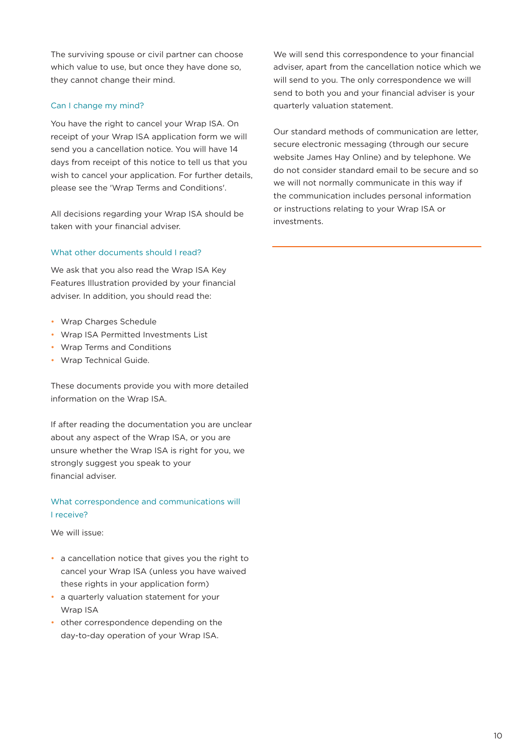The surviving spouse or civil partner can choose which value to use, but once they have done so, they cannot change their mind.

### Can I change my mind?

You have the right to cancel your Wrap ISA. On receipt of your Wrap ISA application form we will send you a cancellation notice. You will have 14 days from receipt of this notice to tell us that you wish to cancel your application. For further details, please see the 'Wrap Terms and Conditions'.

All decisions regarding your Wrap ISA should be taken with your financial adviser.

### What other documents should I read?

We ask that you also read the Wrap ISA Key Features Illustration provided by your financial adviser. In addition, you should read the:

- Wrap Charges Schedule
- Wrap ISA Permitted Investments List
- Wrap Terms and Conditions
- Wrap Technical Guide.

These documents provide you with more detailed information on the Wrap ISA.

If after reading the documentation you are unclear about any aspect of the Wrap ISA, or you are unsure whether the Wrap ISA is right for you, we strongly suggest you speak to your financial adviser.

### What correspondence and communications will I receive?

We will issue:

- a cancellation notice that gives you the right to cancel your Wrap ISA (unless you have waived these rights in your application form)
- a quarterly valuation statement for your Wrap ISA
- other correspondence depending on the day-to-day operation of your Wrap ISA.

We will send this correspondence to your financial adviser, apart from the cancellation notice which we will send to you. The only correspondence we will send to both you and your financial adviser is your quarterly valuation statement.

Our standard methods of communication are letter, secure electronic messaging (through our secure website James Hay Online) and by telephone. We do not consider standard email to be secure and so we will not normally communicate in this way if the communication includes personal information or instructions relating to your Wrap ISA or investments.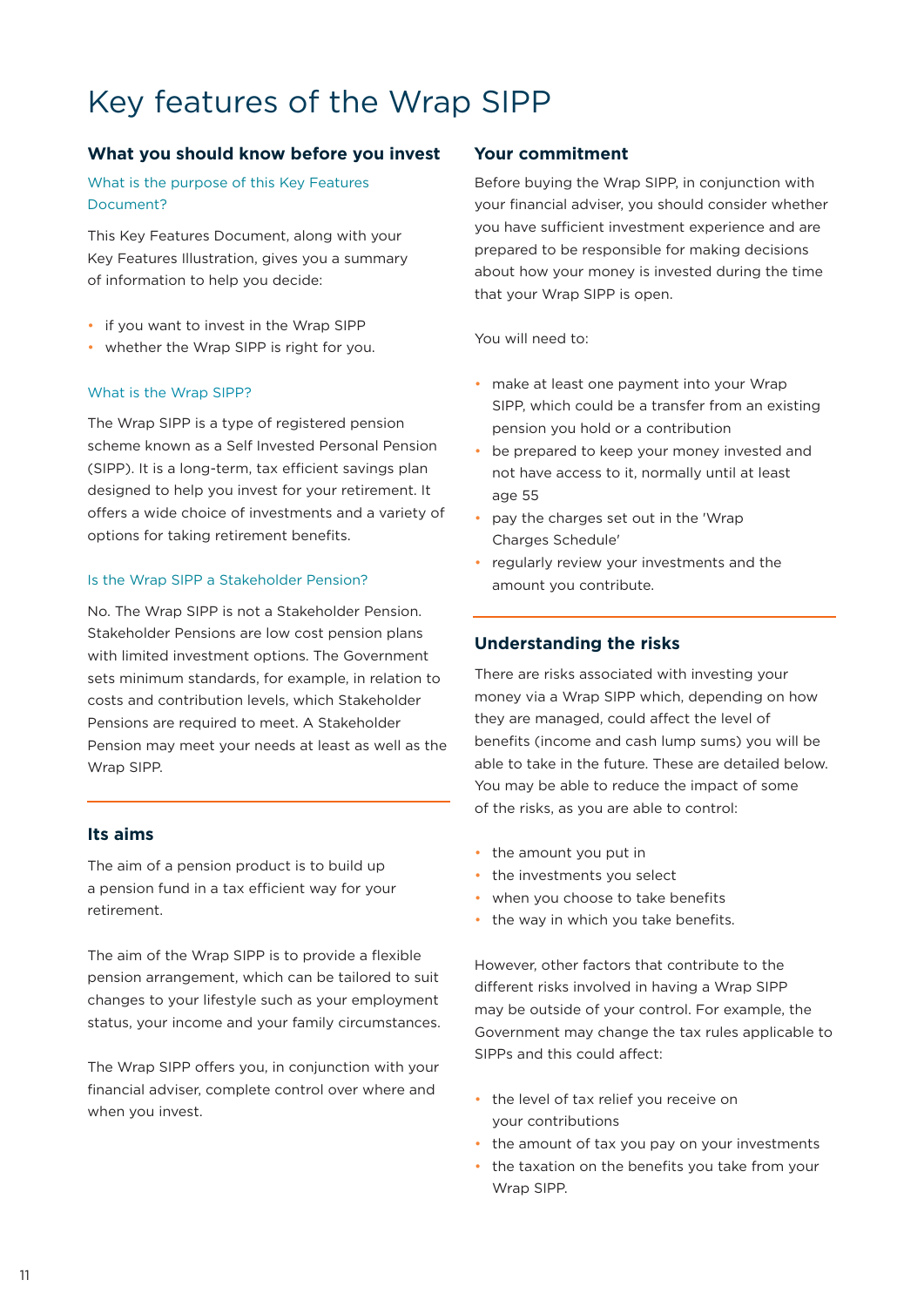# Key features of the Wrap SIPP

## What you should know before you invest

### What is the purpose of this Key Features Document?

This Key Features Document, along with your Key Features Illustration, gives you a summary of information to help you decide:

- if you want to invest in the Wrap SIPP
- whether the Wrap SIPP is right for you.

### What is the Wrap SIPP?

The Wrap SIPP is a type of registered pension scheme known as a Self Invested Personal Pension (SIPP). It is a long-term, tax efficient savings plan designed to help you invest for your retirement. It offers a wide choice of investments and a variety of options for taking retirement benefits.

### Is the Wrap SIPP a Stakeholder Pension?

No. The Wrap SIPP is not a Stakeholder Pension. Stakeholder Pensions are low cost pension plans with limited investment options. The Government sets minimum standards, for example, in relation to costs and contribution levels, which Stakeholder Pensions are required to meet. A Stakeholder Pension may meet your needs at least as well as the Wrap SIPP.

## Its aims

The aim of a pension product is to build up a pension fund in a tax efficient way for your retirement.

The aim of the Wrap SIPP is to provide a flexible pension arrangement, which can be tailored to suit changes to your lifestyle such as your employment status, your income and your family circumstances.

The Wrap SIPP offers you, in conjunction with your financial adviser, complete control over where and when you invest.

## Your commitment

Before buying the Wrap SIPP, in conjunction with your financial adviser, you should consider whether you have sufficient investment experience and are prepared to be responsible for making decisions about how your money is invested during the time that your Wrap SIPP is open.

You will need to:

- make at least one payment into your Wrap SIPP, which could be a transfer from an existing pension you hold or a contribution
- be prepared to keep your money invested and not have access to it, normally until at least age 55
- pay the charges set out in the 'Wrap Charges Schedule'
- regularly review your investments and the amount you contribute.

## Understanding the risks

There are risks associated with investing your money via a Wrap SIPP which, depending on how they are managed, could affect the level of benefits (income and cash lump sums) you will be able to take in the future. These are detailed below. You may be able to reduce the impact of some of the risks, as you are able to control:

- the amount you put in
- the investments you select
- when you choose to take benefits
- the way in which you take benefits.

However, other factors that contribute to the different risks involved in having a Wrap SIPP may be outside of your control. For example, the Government may change the tax rules applicable to SIPPs and this could affect:

- the level of tax relief you receive on your contributions
- the amount of tax you pay on your investments
- the taxation on the benefits you take from your Wrap SIPP.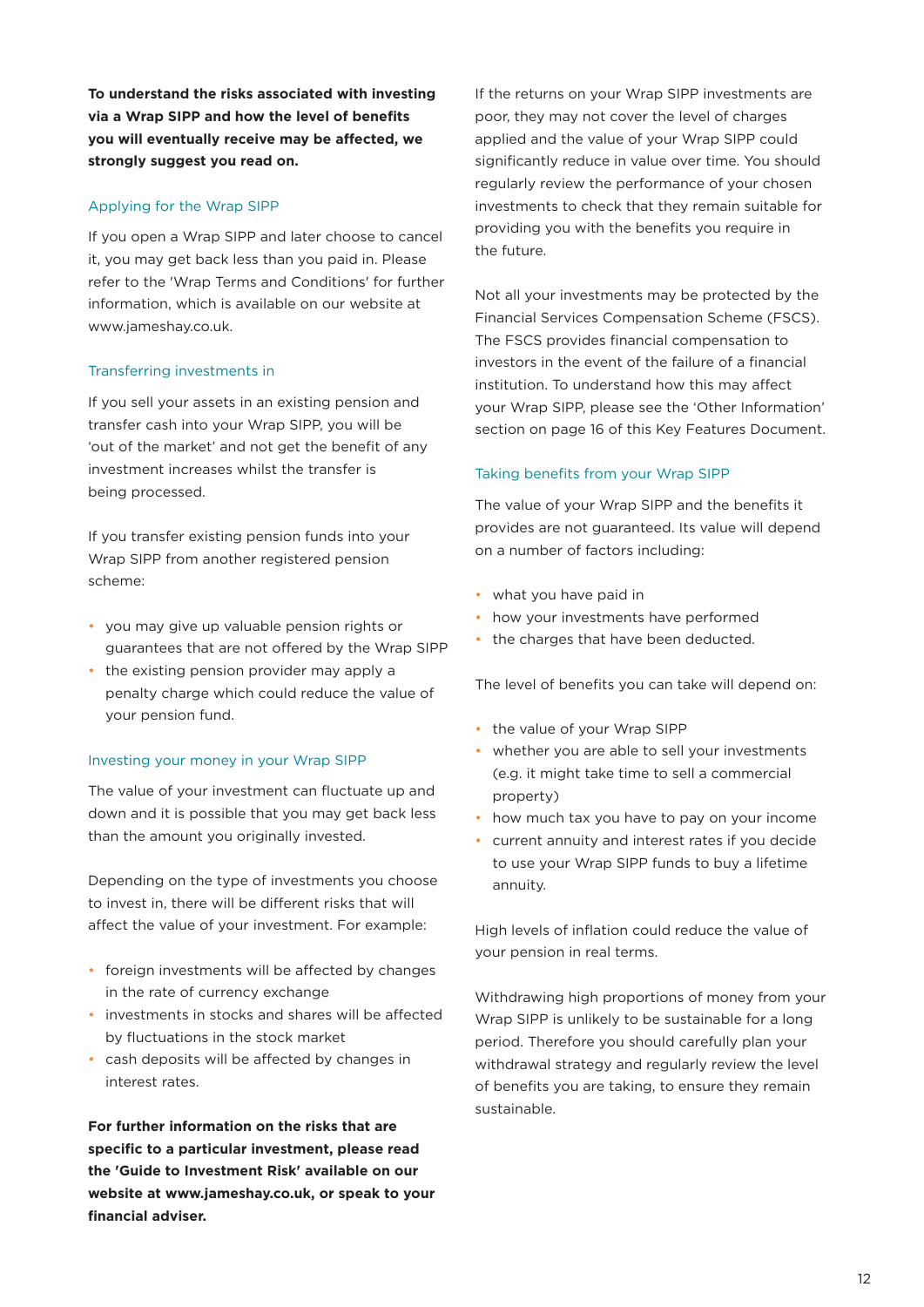**To understand the risks associated with investing via a Wrap SIPP and how the level of benefits you will eventually receive may be affected, we strongly suggest you read on.**

### Applying for the Wrap SIPP

If you open a Wrap SIPP and later choose to cancel it, you may get back less than you paid in. Please refer to the 'Wrap Terms and Conditions' for further information, which is available on our website at www.jameshay.co.uk.

### Transferring investments in

If you sell your assets in an existing pension and transfer cash into your Wrap SIPP, you will be 'out of the market' and not get the benefit of any investment increases whilst the transfer is being processed.

If you transfer existing pension funds into your Wrap SIPP from another registered pension scheme:

- you may give up valuable pension rights or guarantees that are not offered by the Wrap SIPP
- the existing pension provider may apply a penalty charge which could reduce the value of your pension fund.

### Investing your money in your Wrap SIPP

The value of your investment can fluctuate up and down and it is possible that you may get back less than the amount you originally invested.

Depending on the type of investments you choose to invest in, there will be different risks that will affect the value of your investment. For example:

- foreign investments will be affected by changes in the rate of currency exchange
- investments in stocks and shares will be affected by fluctuations in the stock market
- cash deposits will be affected by changes in interest rates.

**For further information on the risks that are specific to a particular investment, please read the 'Guide to Investment Risk' available on our website at www.jameshay.co.uk, or speak to your financial adviser.**

If the returns on your Wrap SIPP investments are poor, they may not cover the level of charges applied and the value of your Wrap SIPP could significantly reduce in value over time. You should regularly review the performance of your chosen investments to check that they remain suitable for providing you with the benefits you require in the future.

Not all your investments may be protected by the Financial Services Compensation Scheme (FSCS). The FSCS provides financial compensation to investors in the event of the failure of a financial institution. To understand how this may affect your Wrap SIPP, please see the 'Other Information' section on page 16 of this Key Features Document.

### Taking benefits from your Wrap SIPP

The value of your Wrap SIPP and the benefits it provides are not guaranteed. Its value will depend on a number of factors including:

- what you have paid in
- how your investments have performed
- the charges that have been deducted.

The level of benefits you can take will depend on:

- the value of your Wrap SIPP
- whether you are able to sell your investments (e.g. it might take time to sell a commercial property)
- how much tax you have to pay on your income
- current annuity and interest rates if you decide to use your Wrap SIPP funds to buy a lifetime annuity.

High levels of inflation could reduce the value of your pension in real terms.

Withdrawing high proportions of money from your Wrap SIPP is unlikely to be sustainable for a long period. Therefore you should carefully plan your withdrawal strategy and regularly review the level of benefits you are taking, to ensure they remain sustainable.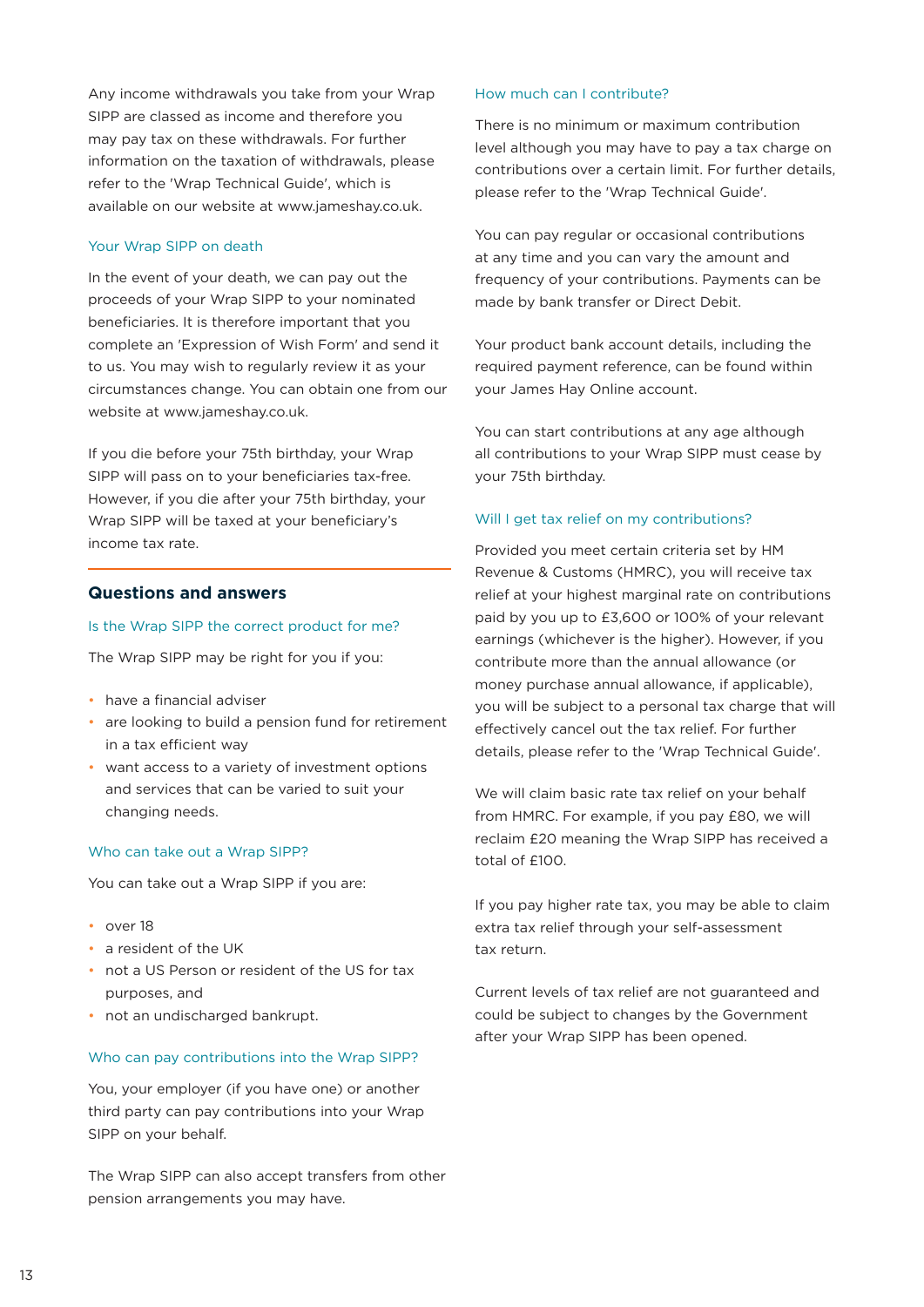Any income withdrawals you take from your Wrap SIPP are classed as income and therefore you may pay tax on these withdrawals. For further information on the taxation of withdrawals, please refer to the 'Wrap Technical Guide', which is available on our website at www.jameshay.co.uk.

### Your Wrap SIPP on death

In the event of your death, we can pay out the proceeds of your Wrap SIPP to your nominated beneficiaries. It is therefore important that you complete an 'Expression of Wish Form' and send it to us. You may wish to regularly review it as your circumstances change. You can obtain one from our website at www.jameshay.co.uk.

If you die before your 75th birthday, your Wrap SIPP will pass on to your beneficiaries tax-free. However, if you die after your 75th birthday, your Wrap SIPP will be taxed at your beneficiary's income tax rate.

## Questions and answers

### Is the Wrap SIPP the correct product for me?

The Wrap SIPP may be right for you if you:

- have a financial adviser
- are looking to build a pension fund for retirement in a tax efficient way
- want access to a variety of investment options and services that can be varied to suit your changing needs.

### Who can take out a Wrap SIPP?

You can take out a Wrap SIPP if you are:

- over 18
- a resident of the UK
- not a US Person or resident of the US for tax purposes, and
- not an undischarged bankrupt.

### Who can pay contributions into the Wrap SIPP?

You, your employer (if you have one) or another third party can pay contributions into your Wrap SIPP on your behalf.

The Wrap SIPP can also accept transfers from other pension arrangements you may have.

### How much can I contribute?

There is no minimum or maximum contribution level although you may have to pay a tax charge on contributions over a certain limit. For further details, please refer to the 'Wrap Technical Guide'.

You can pay regular or occasional contributions at any time and you can vary the amount and frequency of your contributions. Payments can be made by bank transfer or Direct Debit.

Your product bank account details, including the required payment reference, can be found within your James Hay Online account.

You can start contributions at any age although all contributions to your Wrap SIPP must cease by your 75th birthday.

### Will I get tax relief on my contributions?

Provided you meet certain criteria set by HM Revenue & Customs (HMRC), you will receive tax relief at your highest marginal rate on contributions paid by you up to £3,600 or 100% of your relevant earnings (whichever is the higher). However, if you contribute more than the annual allowance (or money purchase annual allowance, if applicable), you will be subject to a personal tax charge that will effectively cancel out the tax relief. For further details, please refer to the 'Wrap Technical Guide'.

We will claim basic rate tax relief on your behalf from HMRC. For example, if you pay £80, we will reclaim £20 meaning the Wrap SIPP has received a total of £100.

If you pay higher rate tax, you may be able to claim extra tax relief through your self-assessment tax return.

Current levels of tax relief are not guaranteed and could be subject to changes by the Government after your Wrap SIPP has been opened.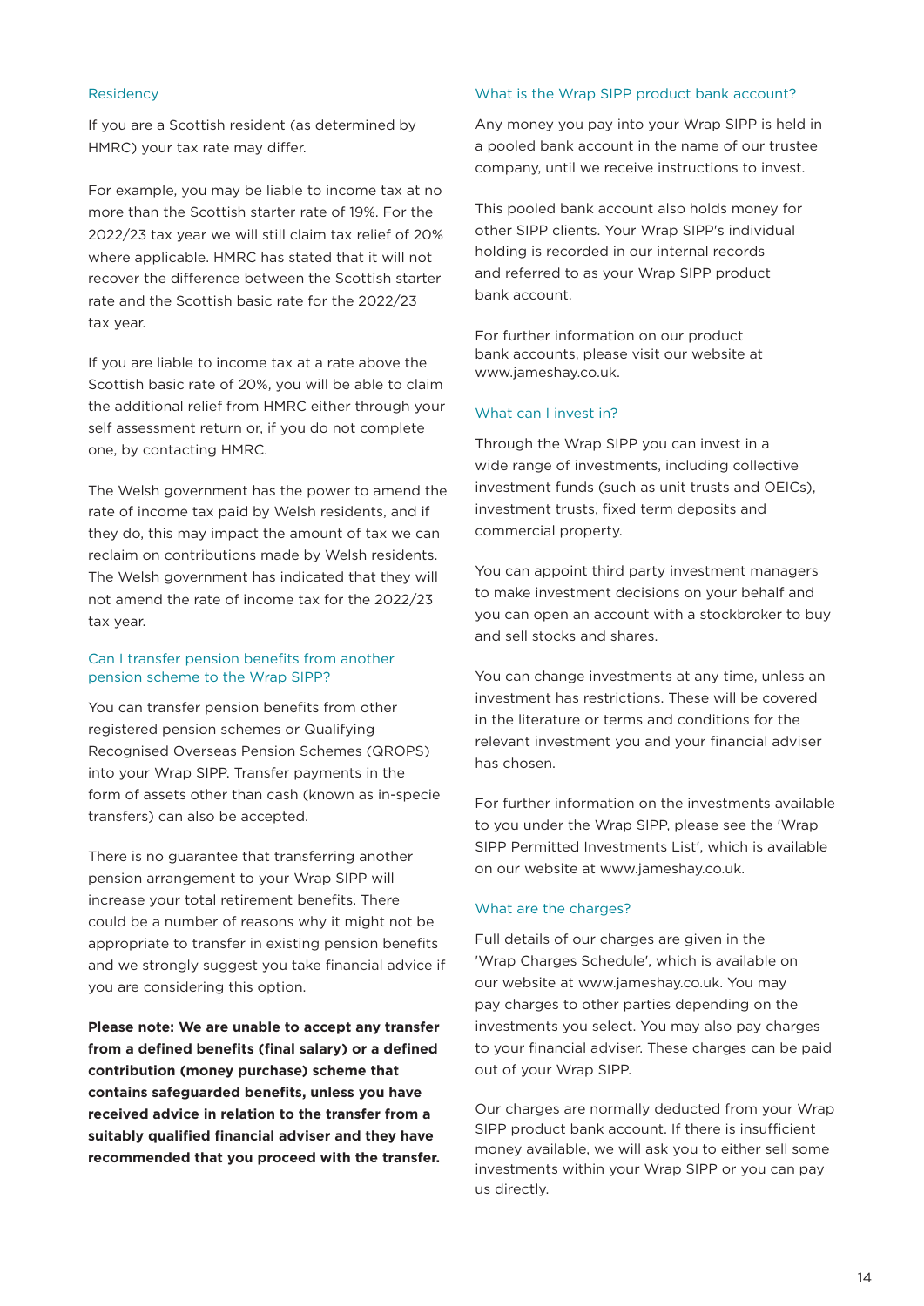### Residency

If you are a Scottish resident (as determined by HMRC) your tax rate may differ.

For example, you may be liable to income tax at no more than the Scottish starter rate of 19%. For the 2022/23 tax year we will still claim tax relief of 20% where applicable. HMRC has stated that it will not recover the difference between the Scottish starter rate and the Scottish basic rate for the 2022/23 tax year.

If you are liable to income tax at a rate above the Scottish basic rate of 20%, you will be able to claim the additional relief from HMRC either through your self assessment return or, if you do not complete one, by contacting HMRC.

The Welsh government has the power to amend the rate of income tax paid by Welsh residents, and if they do, this may impact the amount of tax we can reclaim on contributions made by Welsh residents. The Welsh government has indicated that they will not amend the rate of income tax for the 2022/23 tax year.

### Can I transfer pension benefits from another pension scheme to the Wrap SIPP?

You can transfer pension benefits from other registered pension schemes or Qualifying Recognised Overseas Pension Schemes (QROPS) into your Wrap SIPP. Transfer payments in the form of assets other than cash (known as in-specie transfers) can also be accepted.

There is no guarantee that transferring another pension arrangement to your Wrap SIPP will increase your total retirement benefits. There could be a number of reasons why it might not be appropriate to transfer in existing pension benefits and we strongly suggest you take financial advice if you are considering this option.

**Please note: We are unable to accept any transfer from a defined benefits (final salary) or a defined contribution (money purchase) scheme that contains safeguarded benefits, unless you have received advice in relation to the transfer from a suitably qualified financial adviser and they have recommended that you proceed with the transfer.**

### What is the Wrap SIPP product bank account?

Any money you pay into your Wrap SIPP is held in a pooled bank account in the name of our trustee company, until we receive instructions to invest.

This pooled bank account also holds money for other SIPP clients. Your Wrap SIPP's individual holding is recorded in our internal records and referred to as your Wrap SIPP product bank account.

For further information on our product bank accounts, please visit our website at www.jameshay.co.uk.

### What can I invest in?

Through the Wrap SIPP you can invest in a wide range of investments, including collective investment funds (such as unit trusts and OEICs), investment trusts, fixed term deposits and commercial property.

You can appoint third party investment managers to make investment decisions on your behalf and you can open an account with a stockbroker to buy and sell stocks and shares.

You can change investments at any time, unless an investment has restrictions. These will be covered in the literature or terms and conditions for the relevant investment you and your financial adviser has chosen.

For further information on the investments available to you under the Wrap SIPP, please see the 'Wrap SIPP Permitted Investments List', which is available on our website at www.jameshay.co.uk.

### What are the charges?

Full details of our charges are given in the 'Wrap Charges Schedule', which is available on our website at www.jameshay.co.uk. You may pay charges to other parties depending on the investments you select. You may also pay charges to your financial adviser. These charges can be paid out of your Wrap SIPP.

Our charges are normally deducted from your Wrap SIPP product bank account. If there is insufficient money available, we will ask you to either sell some investments within your Wrap SIPP or you can pay us directly.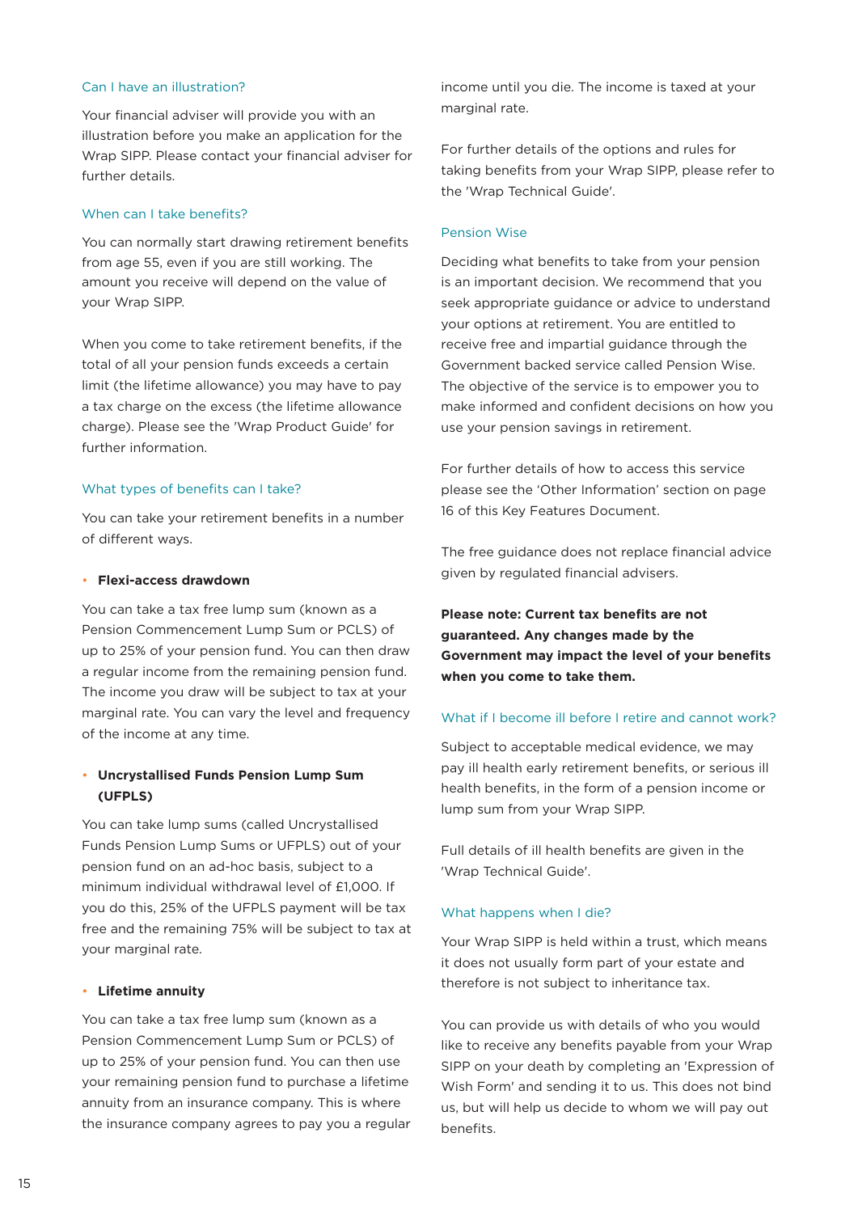## Can I have an illustration?

Your financial adviser will provide you with an illustration before you make an application for the Wrap SIPP. Please contact your financial adviser for further details.

## When can I take benefits?

You can normally start drawing retirement benefits from age 55, even if you are still working. The amount you receive will depend on the value of your Wrap SIPP.

When you come to take retirement benefits, if the total of all your pension funds exceeds a certain limit (the lifetime allowance) you may have to pay a tax charge on the excess (the lifetime allowance charge). Please see the 'Wrap Product Guide' for further information.

## What types of benefits can I take?

You can take your retirement benefits in a number of different ways.

- **Flexi-access drawdown**

You can take a tax free lump sum (known as a Pension Commencement Lump Sum or PCLS) of up to 25% of your pension fund. You can then draw a regular income from the remaining pension fund. The income you draw will be subject to tax at your marginal rate. You can vary the level and frequency of the income at any time.

- **Uncrystallised Funds Pension Lump Sum (UFPLS)**

You can take lump sums (called Uncrystallised Funds Pension Lump Sums or UFPLS) out of your pension fund on an ad-hoc basis, subject to a minimum individual withdrawal level of £1,000. If you do this, 25% of the UFPLS payment will be tax free and the remaining 75% will be subject to tax at your marginal rate.

- **Lifetime annuity**

You can take a tax free lump sum (known as a Pension Commencement Lump Sum or PCLS) of up to 25% of your pension fund. You can then use your remaining pension fund to purchase a lifetime annuity from an insurance company. This is where the insurance company agrees to pay you a regular income until you die. The income is taxed at your marginal rate.

For further details of the options and rules for taking benefits from your Wrap SIPP, please refer to the 'Wrap Technical Guide'.

## Pension Wise

Deciding what benefits to take from your pension is an important decision. We recommend that you seek appropriate guidance or advice to understand your options at retirement. You are entitled to receive free and impartial guidance through the Government backed service called Pension Wise. The objective of the service is to empower you to make informed and confident decisions on how you use your pension savings in retirement.

For further details of how to access this service please see the 'Other Information' section on page 16 of this Key Features Document.

The free guidance does not replace financial advice given by regulated financial advisers.

**Please note: Current tax benefits are not guaranteed. Any changes made by the Government may impact the level of your benefits when you come to take them.**

## What if I become ill before I retire and cannot work?

Subject to acceptable medical evidence, we may pay ill health early retirement benefits, or serious ill health benefits, in the form of a pension income or lump sum from your Wrap SIPP.

Full details of ill health benefits are given in the 'Wrap Technical Guide'.

## What happens when I die?

Your Wrap SIPP is held within a trust, which means it does not usually form part of your estate and therefore is not subject to inheritance tax.

You can provide us with details of who you would like to receive any benefits payable from your Wrap SIPP on your death by completing an 'Expression of Wish Form' and sending it to us. This does not bind us, but will help us decide to whom we will pay out benefits.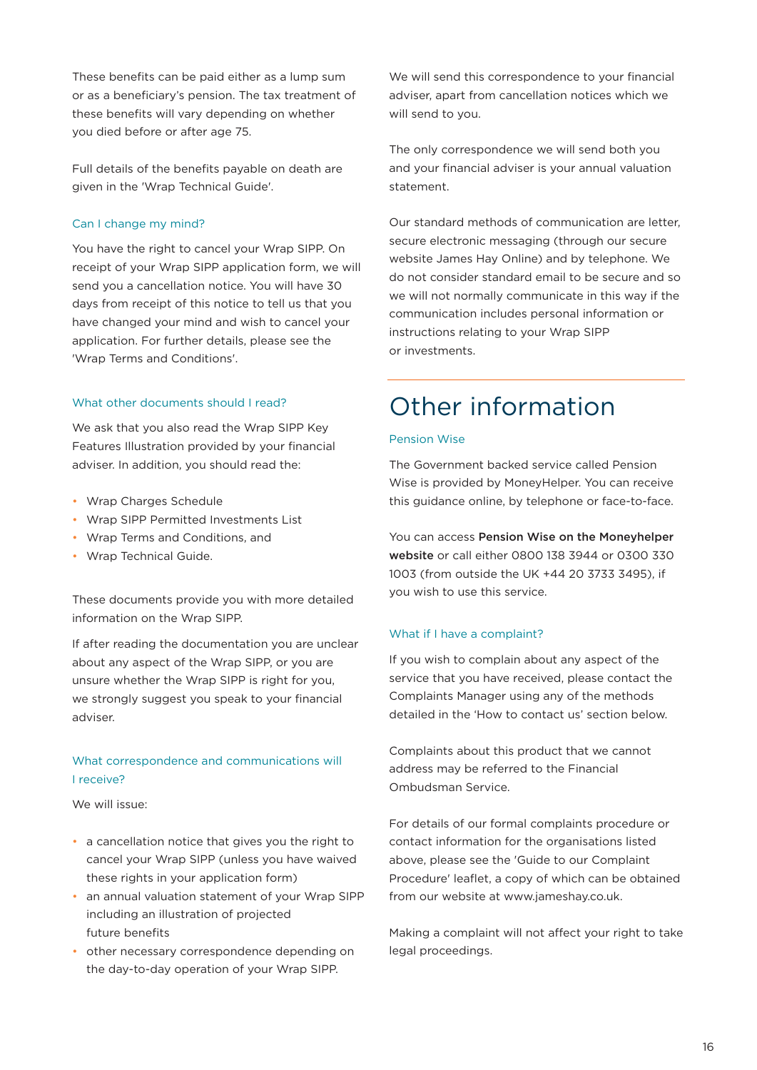These benefits can be paid either as a lump sum or as a beneficiary's pension. The tax treatment of these benefits will vary depending on whether you died before or after age 75.

Full details of the benefits payable on death are given in the 'Wrap Technical Guide'.

### Can I change my mind?

You have the right to cancel your Wrap SIPP. On receipt of your Wrap SIPP application form, we will send you a cancellation notice. You will have 30 days from receipt of this notice to tell us that you have changed your mind and wish to cancel your application. For further details, please see the 'Wrap Terms and Conditions'.

### What other documents should I read?

We ask that you also read the Wrap SIPP Key Features Illustration provided by your financial adviser. In addition, you should read the:

- Wrap Charges Schedule
- Wrap SIPP Permitted Investments List
- Wrap Terms and Conditions, and
- Wrap Technical Guide.

These documents provide you with more detailed information on the Wrap SIPP.

If after reading the documentation you are unclear about any aspect of the Wrap SIPP, or you are unsure whether the Wrap SIPP is right for you, we strongly suggest you speak to your financial adviser.

### What correspondence and communications will I receive?

We will issue:

- a cancellation notice that gives you the right to cancel your Wrap SIPP (unless you have waived these rights in your application form)
- an annual valuation statement of your Wrap SIPP including an illustration of projected future benefits
- other necessary correspondence depending on the day-to-day operation of your Wrap SIPP.

We will send this correspondence to your financial adviser, apart from cancellation notices which we will send to you.

The only correspondence we will send both you and your financial adviser is your annual valuation statement.

Our standard methods of communication are letter, secure electronic messaging (through our secure website James Hay Online) and by telephone. We do not consider standard email to be secure and so we will not normally communicate in this way if the communication includes personal information or instructions relating to your Wrap SIPP or investments.

## Other information

### Pension Wise

The Government backed service called Pension Wise is provided by MoneyHelper. You can receive this guidance online, by telephone or face-to-face.

You can access **Pension Wise on the Moneyhelper website** or call either 0800 138 3944 or 0300 330 1003 (from outside the UK +44 20 3733 3495), if you wish to use this service.

### What if I have a complaint?

If you wish to complain about any aspect of the service that you have received, please contact the Complaints Manager using any of the methods detailed in the 'How to contact us' section below.

Complaints about this product that we cannot address may be referred to the Financial Ombudsman Service.

For details of our formal complaints procedure or contact information for the organisations listed above, please see the 'Guide to our Complaint Procedure' leaflet, a copy of which can be obtained from our website at www.jameshay.co.uk.

Making a complaint will not affect your right to take legal proceedings.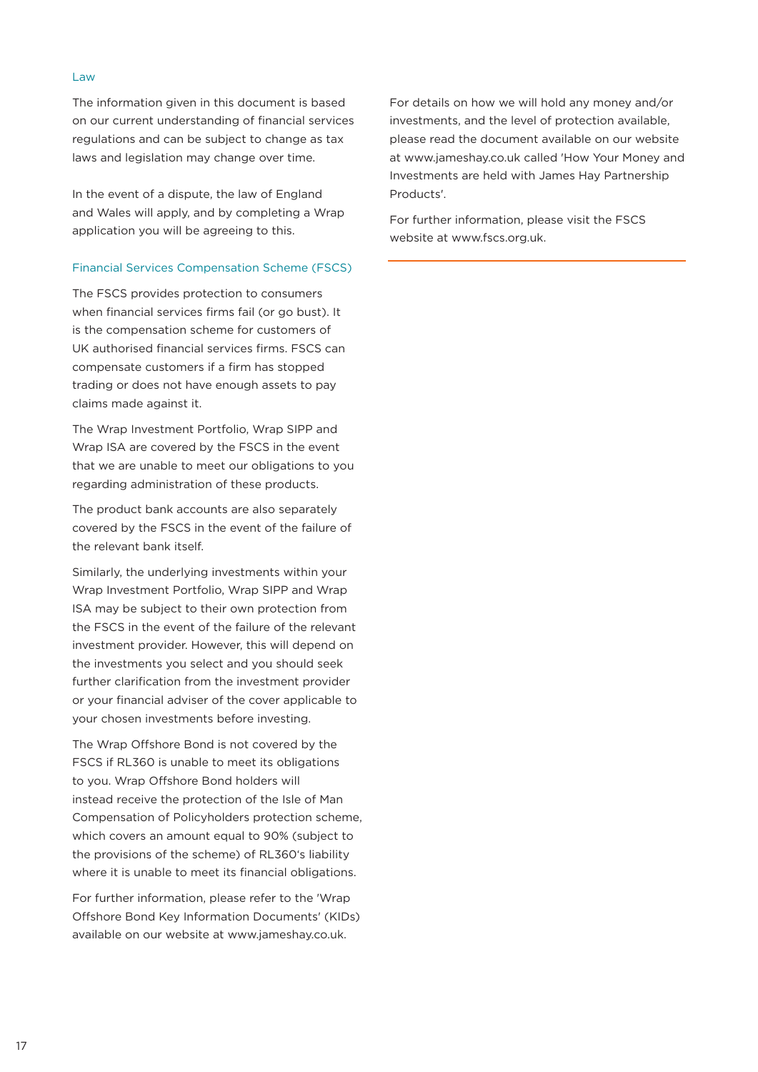## Law

The information given in this document is based on our current understanding of financial services regulations and can be subject to change as tax laws and legislation may change over time.

In the event of a dispute, the law of England and Wales will apply, and by completing a Wrap application you will be agreeing to this.

## Financial Services Compensation Scheme (FSCS)

The FSCS provides protection to consumers when financial services firms fail (or go bust). It is the compensation scheme for customers of UK authorised financial services firms. FSCS can compensate customers if a firm has stopped trading or does not have enough assets to pay claims made against it.

The Wrap Investment Portfolio, Wrap SIPP and Wrap ISA are covered by the FSCS in the event that we are unable to meet our obligations to you regarding administration of these products.

The product bank accounts are also separately covered by the FSCS in the event of the failure of the relevant bank itself.

Similarly, the underlying investments within your Wrap Investment Portfolio, Wrap SIPP and Wrap ISA may be subject to their own protection from the FSCS in the event of the failure of the relevant investment provider. However, this will depend on the investments you select and you should seek further clarification from the investment provider or your financial adviser of the cover applicable to your chosen investments before investing.

The Wrap Offshore Bond is not covered by the FSCS if RL360 is unable to meet its obligations to you. Wrap Offshore Bond holders will instead receive the protection of the Isle of Man Compensation of Policyholders protection scheme, which covers an amount equal to 90% (subject to the provisions of the scheme) of RL360's liability where it is unable to meet its financial obligations.

For further information, please refer to the 'Wrap Offshore Bond Key Information Documents' (KIDs) available on our website at www.jameshay.co.uk.

For details on how we will hold any money and/or investments, and the level of protection available, please read the document available on our website at www.jameshay.co.uk called 'How Your Money and Investments are held with James Hay Partnership Products'.

For further information, please visit the FSCS website at www.fscs.org.uk.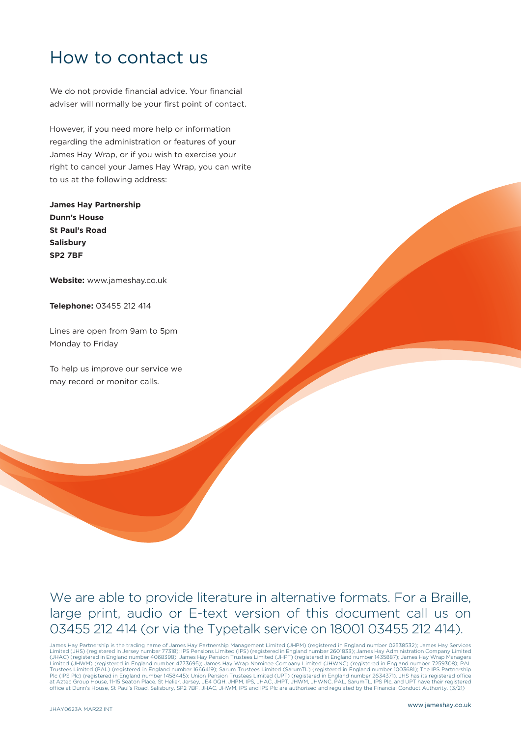# How to contact us

We do not provide financial advice. Your financial adviser will normally be your first point of contact.

However, if you need more help or information regarding the administration or features of your James Hay Wrap, or if you wish to exercise your right to cancel your James Hay Wrap, you can write to us at the following address:

**James Hay Partnership**
**Dunn's House**
**St Paul's Road**
**Salisbury**
**SP2 7BF**

**Website:** www.jameshay.co.uk

**Telephone:** 03455 212 414

Lines are open from 9am to 5pm Monday to Friday

To help us improve our service we may record or monitor calls.

We are able to provide literature in alternative formats. For a Braille, large print, audio or E-text version of this document call us on 03455 212 414 (or via the Typetalk service on 18001 03455 212 414).

James Hay Partnership is the trading name of James Hay Partnership Management Limited (JHPM) (registered in England number 02538532); James Hay Services Limited (JHS) (registered in Jersey number 77318); IPS Pensions Limited (IPS) (registered in England number 2601833); James Hay Administration Company Limited (JHAC) (registered in England number 4068398); James Hay Pension Trustees Limited (JHPT) (registered in England number 1435887); James Hay Wrap Managers Limited (JHWM) (registered in England number 4773695); James Hay Wrap Nominee Company Limited (JHWNC) (registered in England number 7259308); PAL Trustees Limited (PAL) (registered in England number 1666419); Sarum Trustees Limited (SarumTL) (registered in England number 1003681); The IPS Partnership Plc (IPS Plc) (registered in England number 1458445); Union Pension Trustees Limited (UPT) (registered in England number 2634371). JHS has its registered office at Aztec Group House, 11-15 Seaton Place, St Helier, Jersey, JE4 0QH. JHPM, IPS, JHAC, JHPT, JHWM, JHWNC, PAL, SarumTL, IPS Plc, and UPT have their registered office at Dunn's House, St Paul's Road, Salisbury, SP2 7BF. JHAC, JHWM, IPS and IPS Plc are authorised and regulated by the Financial Conduct Authority. (3/21)

JHAY0623A MAR22 INT

www.jameshay.co.uk